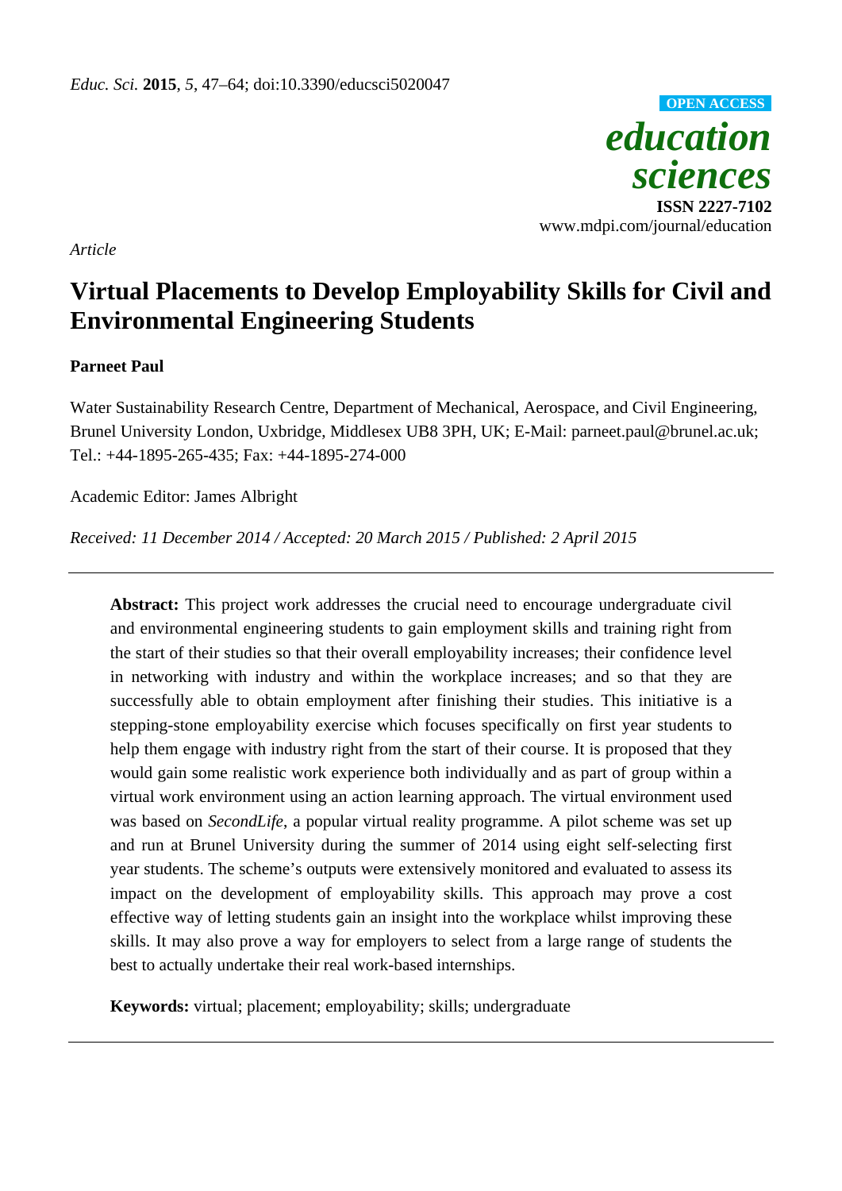*Article*

# Virtual Placements to Develop Employability Skills for Civil and Environmental Engineering Students

**Parneet Paul**

Water Sustainability Research Centre, Department of Mechanical, Aerospace, and Civil Engineering, Brunel University London, Uxbridge, Middlesex UB8 3PH, UK; E-Mail: parneet.paul@brunel.ac.uk; Tel.: +44-1895-265-435; Fax: +44-1895-274-000

Academic Editor: James Albright

*Received: 11 December 2014 / Accepted: 20 March 2015 / Published: 2 April 2015*

---

**Abstract:** This project work addresses the crucial need to encourage undergraduate civil and environmental engineering students to gain employment skills and training right from the start of their studies so that their overall employability increases; their confidence level in networking with industry and within the workplace increases; and so that they are successfully able to obtain employment after finishing their studies. This initiative is a stepping-stone employability exercise which focuses specifically on first year students to help them engage with industry right from the start of their course. It is proposed that they would gain some realistic work experience both individually and as part of group within a virtual work environment using an action learning approach. The virtual environment used was based on *SecondLife*, a popular virtual reality programme. A pilot scheme was set up and run at Brunel University during the summer of 2014 using eight self-selecting first year students. The scheme's outputs were extensively monitored and evaluated to assess its impact on the development of employability skills. This approach may prove a cost effective way of letting students gain an insight into the workplace whilst improving these skills. It may also prove a way for employers to select from a large range of students the best to actually undertake their real work-based internships.

**Keywords:** virtual; placement; employability; skills; undergraduate

---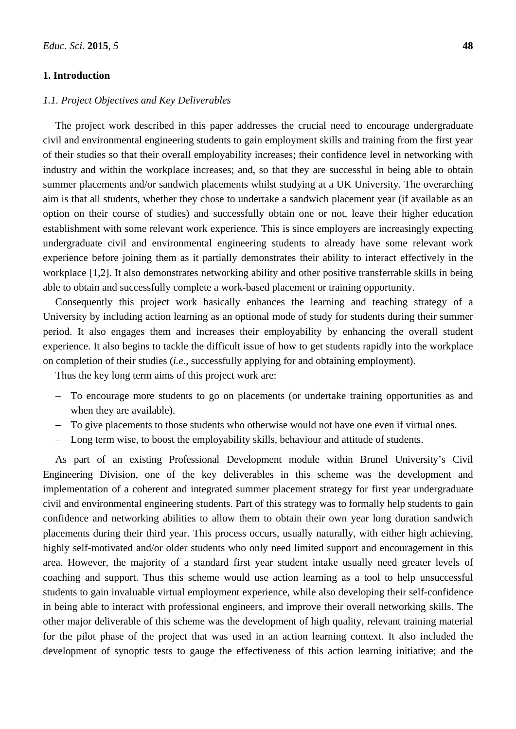## 1. Introduction

### *1.1. Project Objectives and Key Deliverables*

The project work described in this paper addresses the crucial need to encourage undergraduate civil and environmental engineering students to gain employment skills and training from the first year of their studies so that their overall employability increases; their confidence level in networking with industry and within the workplace increases; and, so that they are successful in being able to obtain summer placements and/or sandwich placements whilst studying at a UK University. The overarching aim is that all students, whether they chose to undertake a sandwich placement year (if available as an option on their course of studies) and successfully obtain one or not, leave their higher education establishment with some relevant work experience. This is since employers are increasingly expecting undergraduate civil and environmental engineering students to already have some relevant work experience before joining them as it partially demonstrates their ability to interact effectively in the workplace [1,2]. It also demonstrates networking ability and other positive transferrable skills in being able to obtain and successfully complete a work-based placement or training opportunity.

Consequently this project work basically enhances the learning and teaching strategy of a University by including action learning as an optional mode of study for students during their summer period. It also engages them and increases their employability by enhancing the overall student experience. It also begins to tackle the difficult issue of how to get students rapidly into the workplace on completion of their studies (*i.e*., successfully applying for and obtaining employment).

Thus the key long term aims of this project work are:

- To encourage more students to go on placements (or undertake training opportunities as and when they are available).
- To give placements to those students who otherwise would not have one even if virtual ones.
- Long term wise, to boost the employability skills, behaviour and attitude of students.

As part of an existing Professional Development module within Brunel University's Civil Engineering Division, one of the key deliverables in this scheme was the development and implementation of a coherent and integrated summer placement strategy for first year undergraduate civil and environmental engineering students. Part of this strategy was to formally help students to gain confidence and networking abilities to allow them to obtain their own year long duration sandwich placements during their third year. This process occurs, usually naturally, with either high achieving, highly self-motivated and/or older students who only need limited support and encouragement in this area. However, the majority of a standard first year student intake usually need greater levels of coaching and support. Thus this scheme would use action learning as a tool to help unsuccessful students to gain invaluable virtual employment experience, while also developing their self-confidence in being able to interact with professional engineers, and improve their overall networking skills. The other major deliverable of this scheme was the development of high quality, relevant training material for the pilot phase of the project that was used in an action learning context. It also included the development of synoptic tests to gauge the effectiveness of this action learning initiative; and the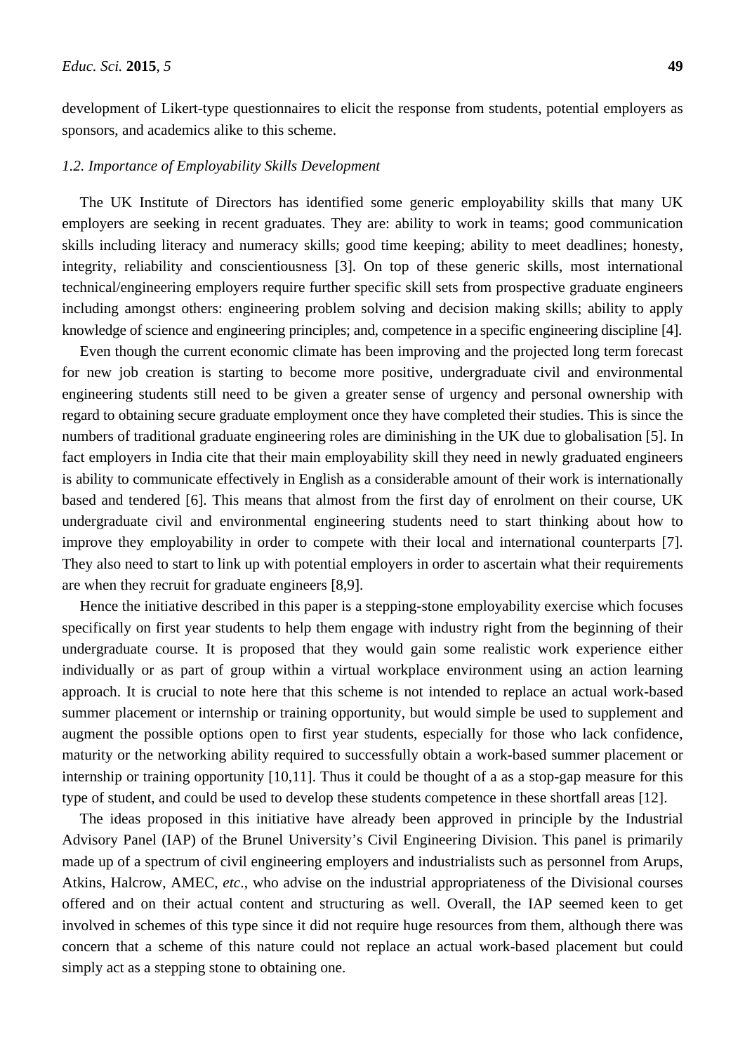development of Likert-type questionnaires to elicit the response from students, potential employers as sponsors, and academics alike to this scheme.

### *1.2. Importance of Employability Skills Development*

The UK Institute of Directors has identified some generic employability skills that many UK employers are seeking in recent graduates. They are: ability to work in teams; good communication skills including literacy and numeracy skills; good time keeping; ability to meet deadlines; honesty, integrity, reliability and conscientiousness [3]. On top of these generic skills, most international technical/engineering employers require further specific skill sets from prospective graduate engineers including amongst others: engineering problem solving and decision making skills; ability to apply knowledge of science and engineering principles; and, competence in a specific engineering discipline [4].

Even though the current economic climate has been improving and the projected long term forecast for new job creation is starting to become more positive, undergraduate civil and environmental engineering students still need to be given a greater sense of urgency and personal ownership with regard to obtaining secure graduate employment once they have completed their studies. This is since the numbers of traditional graduate engineering roles are diminishing in the UK due to globalisation [5]. In fact employers in India cite that their main employability skill they need in newly graduated engineers is ability to communicate effectively in English as a considerable amount of their work is internationally based and tendered [6]. This means that almost from the first day of enrolment on their course, UK undergraduate civil and environmental engineering students need to start thinking about how to improve they employability in order to compete with their local and international counterparts [7]. They also need to start to link up with potential employers in order to ascertain what their requirements are when they recruit for graduate engineers [8,9].

Hence the initiative described in this paper is a stepping-stone employability exercise which focuses specifically on first year students to help them engage with industry right from the beginning of their undergraduate course. It is proposed that they would gain some realistic work experience either individually or as part of group within a virtual workplace environment using an action learning approach. It is crucial to note here that this scheme is not intended to replace an actual work-based summer placement or internship or training opportunity, but would simple be used to supplement and augment the possible options open to first year students, especially for those who lack confidence, maturity or the networking ability required to successfully obtain a work-based summer placement or internship or training opportunity [10,11]. Thus it could be thought of a as a stop-gap measure for this type of student, and could be used to develop these students competence in these shortfall areas [12].

The ideas proposed in this initiative have already been approved in principle by the Industrial Advisory Panel (IAP) of the Brunel University's Civil Engineering Division. This panel is primarily made up of a spectrum of civil engineering employers and industrialists such as personnel from Arups, Atkins, Halcrow, AMEC, *etc*., who advise on the industrial appropriateness of the Divisional courses offered and on their actual content and structuring as well. Overall, the IAP seemed keen to get involved in schemes of this type since it did not require huge resources from them, although there was concern that a scheme of this nature could not replace an actual work-based placement but could simply act as a stepping stone to obtaining one.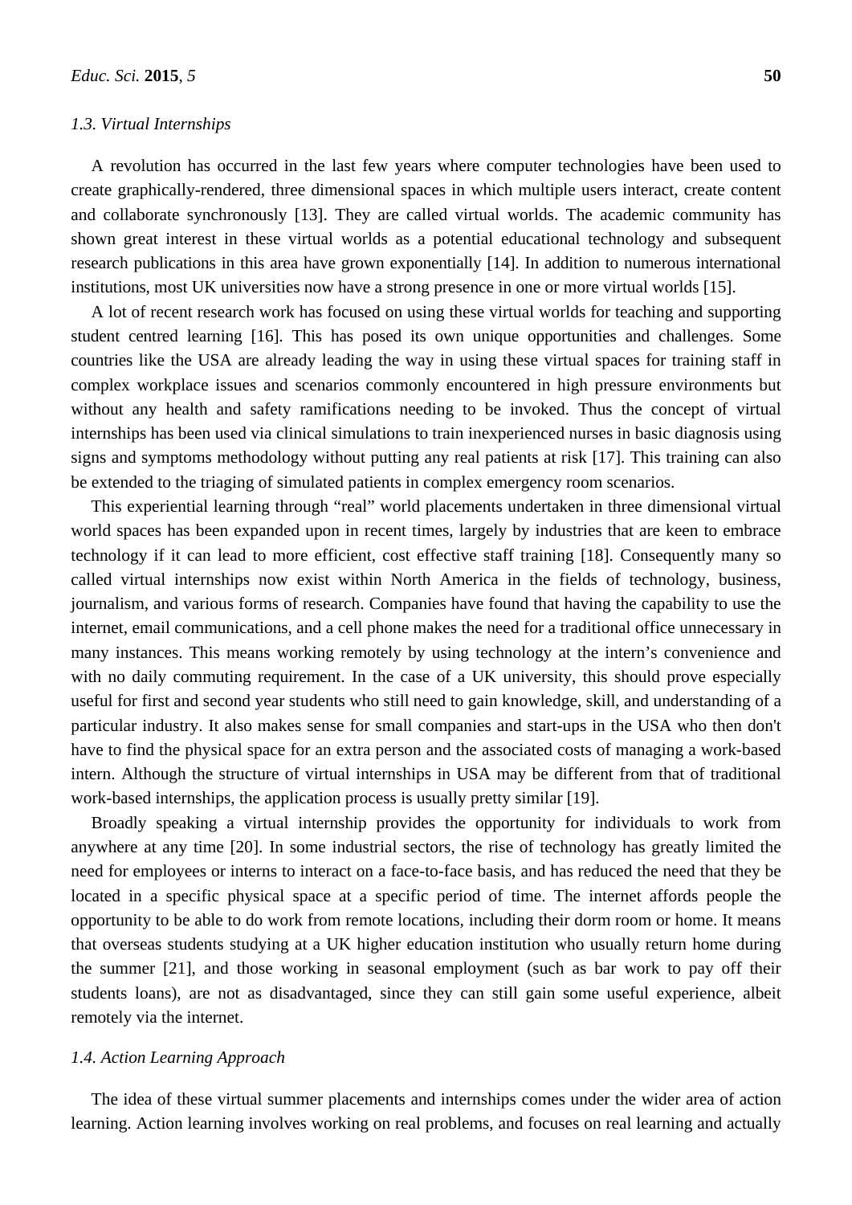### 1.3. Virtual Internships

A revolution has occurred in the last few years where computer technologies have been used to create graphically-rendered, three dimensional spaces in which multiple users interact, create content and collaborate synchronously [13]. They are called virtual worlds. The academic community has shown great interest in these virtual worlds as a potential educational technology and subsequent research publications in this area have grown exponentially [14]. In addition to numerous international institutions, most UK universities now have a strong presence in one or more virtual worlds [15].

A lot of recent research work has focused on using these virtual worlds for teaching and supporting student centred learning [16]. This has posed its own unique opportunities and challenges. Some countries like the USA are already leading the way in using these virtual spaces for training staff in complex workplace issues and scenarios commonly encountered in high pressure environments but without any health and safety ramifications needing to be invoked. Thus the concept of virtual internships has been used via clinical simulations to train inexperienced nurses in basic diagnosis using signs and symptoms methodology without putting any real patients at risk [17]. This training can also be extended to the triaging of simulated patients in complex emergency room scenarios.

This experiential learning through "real" world placements undertaken in three dimensional virtual world spaces has been expanded upon in recent times, largely by industries that are keen to embrace technology if it can lead to more efficient, cost effective staff training [18]. Consequently many so called virtual internships now exist within North America in the fields of technology, business, journalism, and various forms of research. Companies have found that having the capability to use the internet, email communications, and a cell phone makes the need for a traditional office unnecessary in many instances. This means working remotely by using technology at the intern's convenience and with no daily commuting requirement. In the case of a UK university, this should prove especially useful for first and second year students who still need to gain knowledge, skill, and understanding of a particular industry. It also makes sense for small companies and start-ups in the USA who then don't have to find the physical space for an extra person and the associated costs of managing a work-based intern. Although the structure of virtual internships in USA may be different from that of traditional work-based internships, the application process is usually pretty similar [19].

Broadly speaking a virtual internship provides the opportunity for individuals to work from anywhere at any time [20]. In some industrial sectors, the rise of technology has greatly limited the need for employees or interns to interact on a face-to-face basis, and has reduced the need that they be located in a specific physical space at a specific period of time. The internet affords people the opportunity to be able to do work from remote locations, including their dorm room or home. It means that overseas students studying at a UK higher education institution who usually return home during the summer [21], and those working in seasonal employment (such as bar work to pay off their students loans), are not as disadvantaged, since they can still gain some useful experience, albeit remotely via the internet.

### 1.4. Action Learning Approach

The idea of these virtual summer placements and internships comes under the wider area of action learning. Action learning involves working on real problems, and focuses on real learning and actually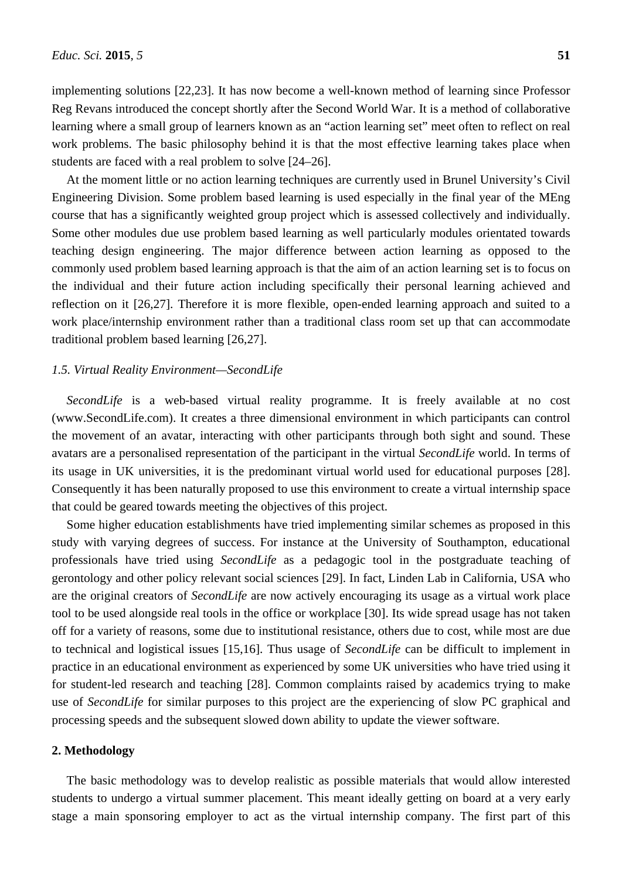implementing solutions [22,23]. It has now become a well-known method of learning since Professor Reg Revans introduced the concept shortly after the Second World War. It is a method of collaborative learning where a small group of learners known as an "action learning set" meet often to reflect on real work problems. The basic philosophy behind it is that the most effective learning takes place when students are faced with a real problem to solve [24–26].

At the moment little or no action learning techniques are currently used in Brunel University's Civil Engineering Division. Some problem based learning is used especially in the final year of the MEng course that has a significantly weighted group project which is assessed collectively and individually. Some other modules due use problem based learning as well particularly modules orientated towards teaching design engineering. The major difference between action learning as opposed to the commonly used problem based learning approach is that the aim of an action learning set is to focus on the individual and their future action including specifically their personal learning achieved and reflection on it [26,27]. Therefore it is more flexible, open-ended learning approach and suited to a work place/internship environment rather than a traditional class room set up that can accommodate traditional problem based learning [26,27].

### 1.5. Virtual Reality Environment—SecondLife

*SecondLife* is a web-based virtual reality programme. It is freely available at no cost (www.SecondLife.com). It creates a three dimensional environment in which participants can control the movement of an avatar, interacting with other participants through both sight and sound. These avatars are a personalised representation of the participant in the virtual *SecondLife* world. In terms of its usage in UK universities, it is the predominant virtual world used for educational purposes [28]. Consequently it has been naturally proposed to use this environment to create a virtual internship space that could be geared towards meeting the objectives of this project.

Some higher education establishments have tried implementing similar schemes as proposed in this study with varying degrees of success. For instance at the University of Southampton, educational professionals have tried using *SecondLife* as a pedagogic tool in the postgraduate teaching of gerontology and other policy relevant social sciences [29]. In fact, Linden Lab in California, USA who are the original creators of *SecondLife* are now actively encouraging its usage as a virtual work place tool to be used alongside real tools in the office or workplace [30]. Its wide spread usage has not taken off for a variety of reasons, some due to institutional resistance, others due to cost, while most are due to technical and logistical issues [15,16]. Thus usage of *SecondLife* can be difficult to implement in practice in an educational environment as experienced by some UK universities who have tried using it for student-led research and teaching [28]. Common complaints raised by academics trying to make use of *SecondLife* for similar purposes to this project are the experiencing of slow PC graphical and processing speeds and the subsequent slowed down ability to update the viewer software.

## 2. Methodology

The basic methodology was to develop realistic as possible materials that would allow interested students to undergo a virtual summer placement. This meant ideally getting on board at a very early stage a main sponsoring employer to act as the virtual internship company. The first part of this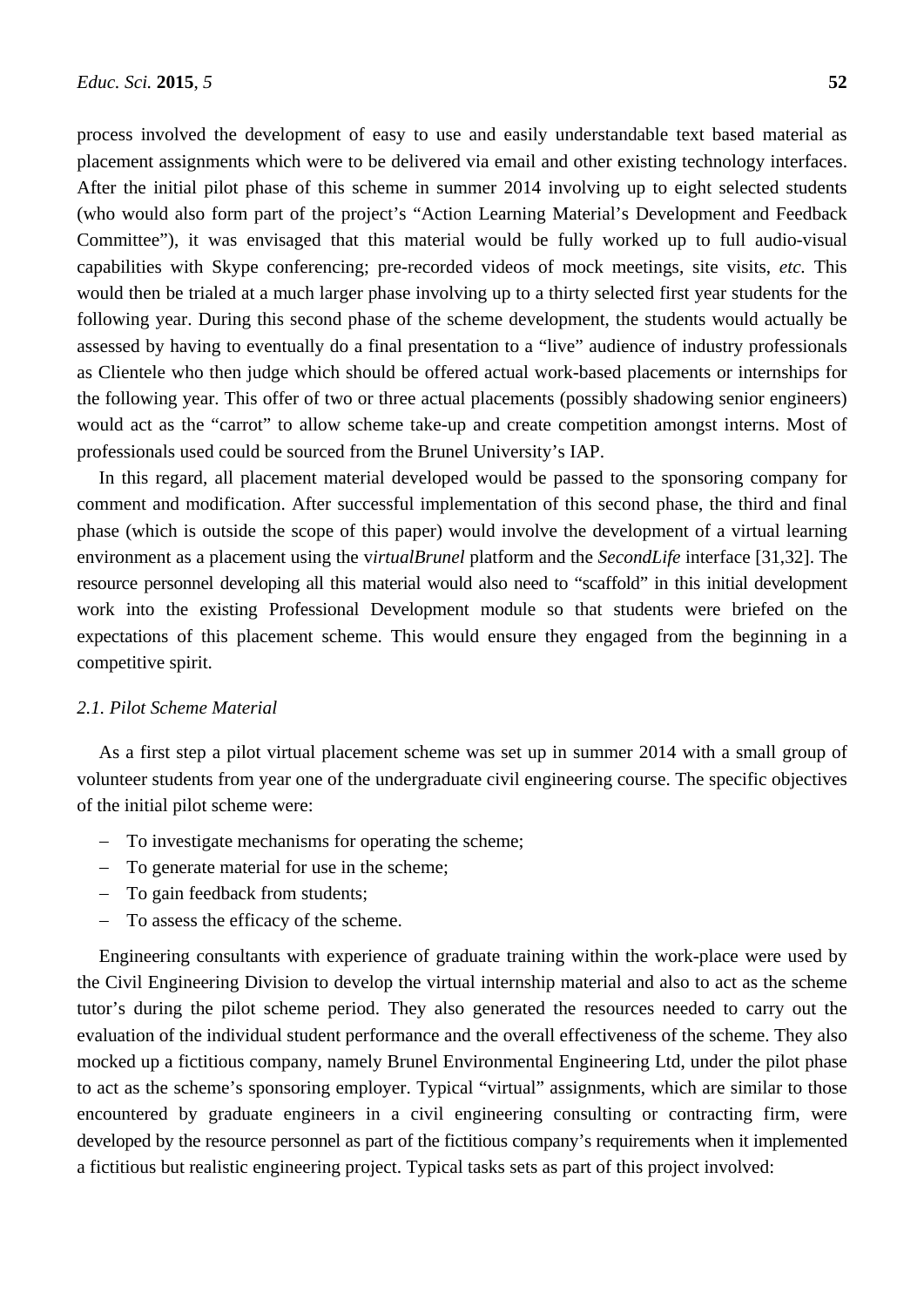process involved the development of easy to use and easily understandable text based material as placement assignments which were to be delivered via email and other existing technology interfaces. After the initial pilot phase of this scheme in summer 2014 involving up to eight selected students (who would also form part of the project's "Action Learning Material's Development and Feedback Committee"), it was envisaged that this material would be fully worked up to full audio-visual capabilities with Skype conferencing; pre-recorded videos of mock meetings, site visits, *etc.* This would then be trialed at a much larger phase involving up to a thirty selected first year students for the following year. During this second phase of the scheme development, the students would actually be assessed by having to eventually do a final presentation to a "live" audience of industry professionals as Clientele who then judge which should be offered actual work-based placements or internships for the following year. This offer of two or three actual placements (possibly shadowing senior engineers) would act as the "carrot" to allow scheme take-up and create competition amongst interns. Most of professionals used could be sourced from the Brunel University's IAP.

In this regard, all placement material developed would be passed to the sponsoring company for comment and modification. After successful implementation of this second phase, the third and final phase (which is outside the scope of this paper) would involve the development of a virtual learning environment as a placement using the v*irtualBrunel* platform and the *SecondLife* interface [31,32]. The resource personnel developing all this material would also need to "scaffold" in this initial development work into the existing Professional Development module so that students were briefed on the expectations of this placement scheme. This would ensure they engaged from the beginning in a competitive spirit.

### *2.1. Pilot Scheme Material*

As a first step a pilot virtual placement scheme was set up in summer 2014 with a small group of volunteer students from year one of the undergraduate civil engineering course. The specific objectives of the initial pilot scheme were:

- To investigate mechanisms for operating the scheme;
- To generate material for use in the scheme;
- To gain feedback from students;
- To assess the efficacy of the scheme.

Engineering consultants with experience of graduate training within the work-place were used by the Civil Engineering Division to develop the virtual internship material and also to act as the scheme tutor's during the pilot scheme period. They also generated the resources needed to carry out the evaluation of the individual student performance and the overall effectiveness of the scheme. They also mocked up a fictitious company, namely Brunel Environmental Engineering Ltd, under the pilot phase to act as the scheme's sponsoring employer. Typical "virtual" assignments, which are similar to those encountered by graduate engineers in a civil engineering consulting or contracting firm, were developed by the resource personnel as part of the fictitious company's requirements when it implemented a fictitious but realistic engineering project. Typical tasks sets as part of this project involved: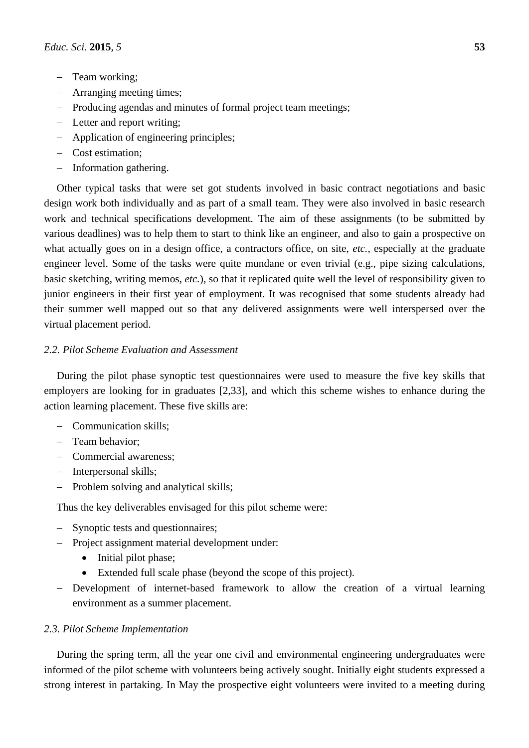- Team working;
- Arranging meeting times;
- Producing agendas and minutes of formal project team meetings;
- Letter and report writing;
- Application of engineering principles;
- Cost estimation;
- Information gathering.

Other typical tasks that were set got students involved in basic contract negotiations and basic design work both individually and as part of a small team. They were also involved in basic research work and technical specifications development. The aim of these assignments (to be submitted by various deadlines) was to help them to start to think like an engineer, and also to gain a prospective on what actually goes on in a design office, a contractors office, on site, *etc.*, especially at the graduate engineer level. Some of the tasks were quite mundane or even trivial (e.g., pipe sizing calculations, basic sketching, writing memos, *etc.*), so that it replicated quite well the level of responsibility given to junior engineers in their first year of employment. It was recognised that some students already had their summer well mapped out so that any delivered assignments were well interspersed over the virtual placement period.

### *2.2. Pilot Scheme Evaluation and Assessment*

During the pilot phase synoptic test questionnaires were used to measure the five key skills that employers are looking for in graduates [2,33], and which this scheme wishes to enhance during the action learning placement. These five skills are:

- Communication skills;
- Team behavior;
- Commercial awareness;
- Interpersonal skills;
- Problem solving and analytical skills;

Thus the key deliverables envisaged for this pilot scheme were:

- Synoptic tests and questionnaires;
- Project assignment material development under:
    - Initial pilot phase;
    - Extended full scale phase (beyond the scope of this project).
- Development of internet-based framework to allow the creation of a virtual learning environment as a summer placement.

### *2.3. Pilot Scheme Implementation*

During the spring term, all the year one civil and environmental engineering undergraduates were informed of the pilot scheme with volunteers being actively sought. Initially eight students expressed a strong interest in partaking. In May the prospective eight volunteers were invited to a meeting during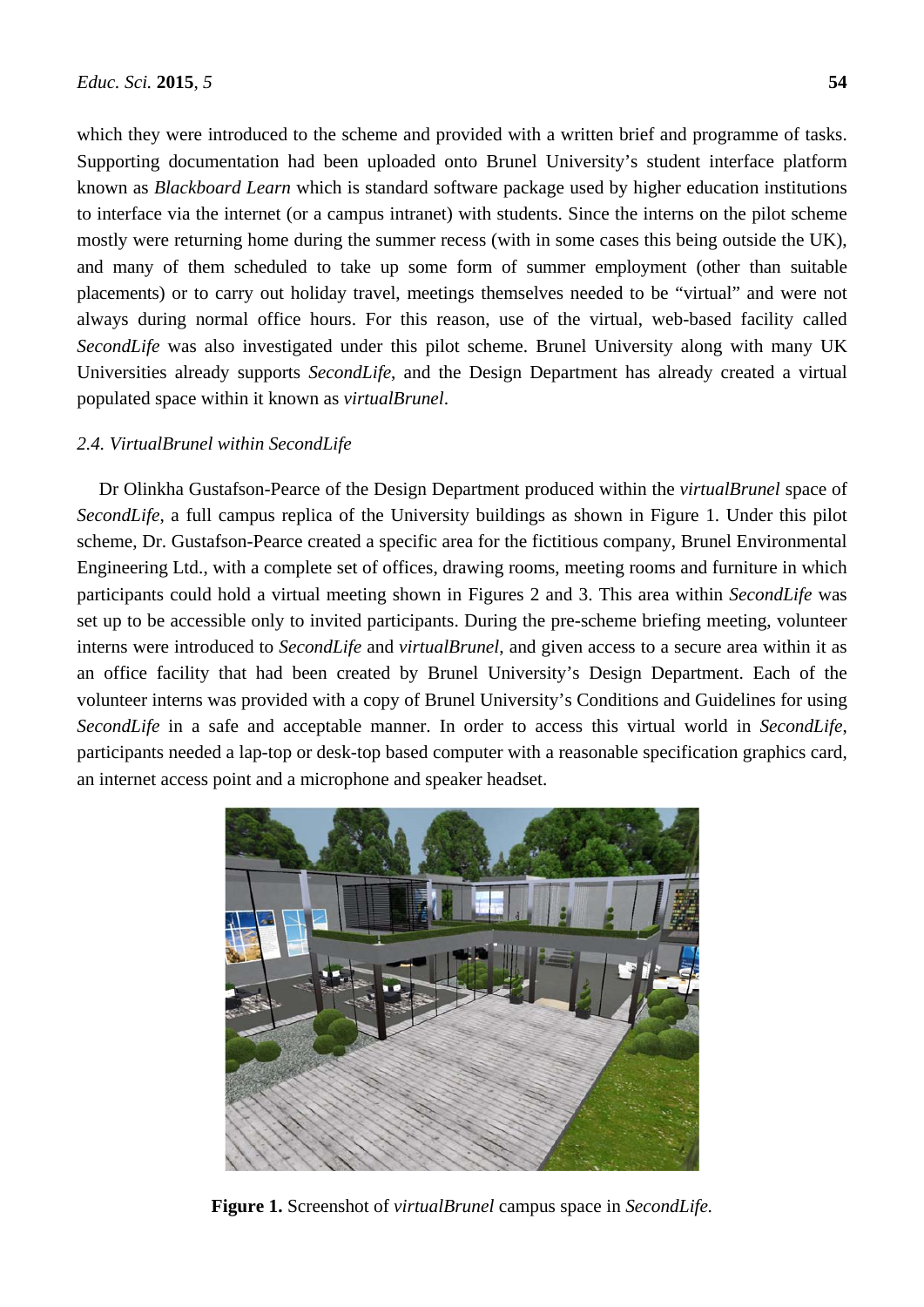which they were introduced to the scheme and provided with a written brief and programme of tasks. Supporting documentation had been uploaded onto Brunel University's student interface platform known as *Blackboard Learn* which is standard software package used by higher education institutions to interface via the internet (or a campus intranet) with students. Since the interns on the pilot scheme mostly were returning home during the summer recess (with in some cases this being outside the UK), and many of them scheduled to take up some form of summer employment (other than suitable placements) or to carry out holiday travel, meetings themselves needed to be "virtual" and were not always during normal office hours. For this reason, use of the virtual, web-based facility called *SecondLife* was also investigated under this pilot scheme. Brunel University along with many UK Universities already supports *SecondLife*, and the Design Department has already created a virtual populated space within it known as *virtualBrunel*.

### *2.4. VirtualBrunel within SecondLife*

Dr Olinkha Gustafson-Pearce of the Design Department produced within the *virtualBrunel* space of *SecondLife*, a full campus replica of the University buildings as shown in Figure 1. Under this pilot scheme, Dr. Gustafson-Pearce created a specific area for the fictitious company, Brunel Environmental Engineering Ltd., with a complete set of offices, drawing rooms, meeting rooms and furniture in which participants could hold a virtual meeting shown in Figures 2 and 3. This area within *SecondLife* was set up to be accessible only to invited participants. During the pre-scheme briefing meeting, volunteer interns were introduced to *SecondLife* and *virtualBrunel*, and given access to a secure area within it as an office facility that had been created by Brunel University's Design Department. Each of the volunteer interns was provided with a copy of Brunel University's Conditions and Guidelines for using *SecondLife* in a safe and acceptable manner. In order to access this virtual world in *SecondLife*, participants needed a lap-top or desk-top based computer with a reasonable specification graphics card, an internet access point and a microphone and speaker headset.

**Figure 1.** Screenshot of *virtualBrunel* campus space in *SecondLife*.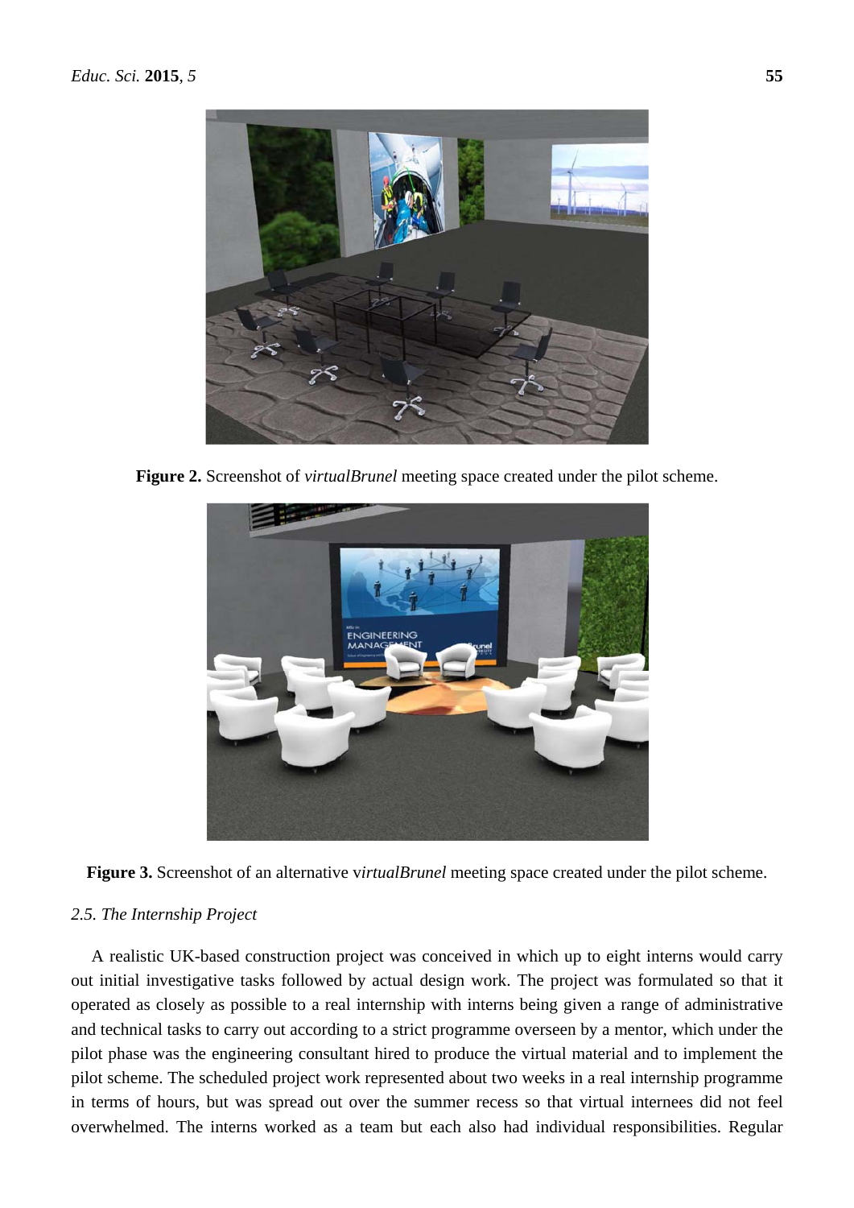**Figure 2.** Screenshot of *virtualBrunel* meeting space created under the pilot scheme.

**Figure 3.** Screenshot of an alternative v*irtualBrunel* meeting space created under the pilot scheme.

### *2.5. The Internship Project*

A realistic UK-based construction project was conceived in which up to eight interns would carry out initial investigative tasks followed by actual design work. The project was formulated so that it operated as closely as possible to a real internship with interns being given a range of administrative and technical tasks to carry out according to a strict programme overseen by a mentor, which under the pilot phase was the engineering consultant hired to produce the virtual material and to implement the pilot scheme. The scheduled project work represented about two weeks in a real internship programme in terms of hours, but was spread out over the summer recess so that virtual internees did not feel overwhelmed. The interns worked as a team but each also had individual responsibilities. Regular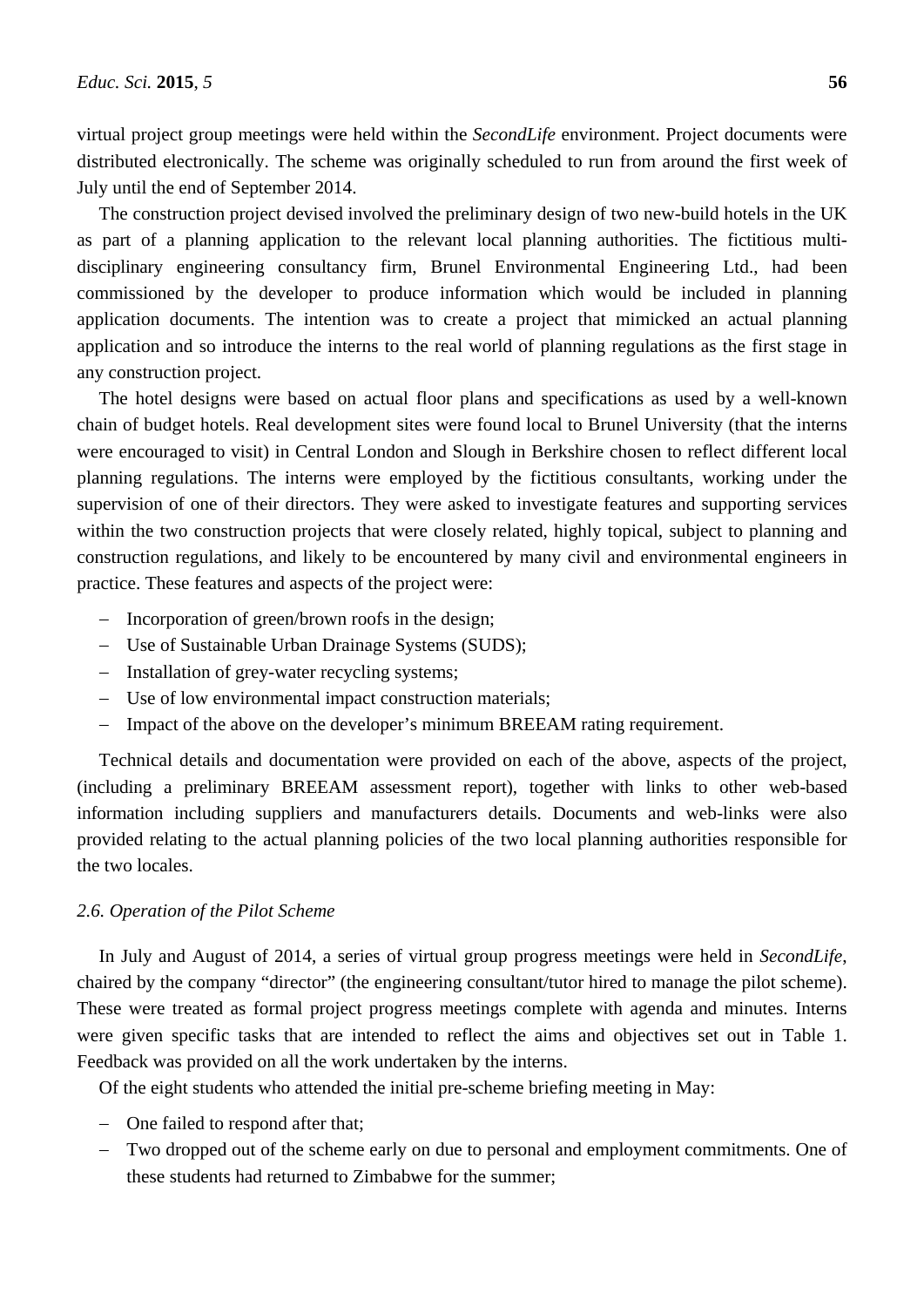virtual project group meetings were held within the *SecondLife* environment. Project documents were distributed electronically. The scheme was originally scheduled to run from around the first week of July until the end of September 2014.

The construction project devised involved the preliminary design of two new-build hotels in the UK as part of a planning application to the relevant local planning authorities. The fictitious multi-disciplinary engineering consultancy firm, Brunel Environmental Engineering Ltd., had been commissioned by the developer to produce information which would be included in planning application documents. The intention was to create a project that mimicked an actual planning application and so introduce the interns to the real world of planning regulations as the first stage in any construction project.

The hotel designs were based on actual floor plans and specifications as used by a well-known chain of budget hotels. Real development sites were found local to Brunel University (that the interns were encouraged to visit) in Central London and Slough in Berkshire chosen to reflect different local planning regulations. The interns were employed by the fictitious consultants, working under the supervision of one of their directors. They were asked to investigate features and supporting services within the two construction projects that were closely related, highly topical, subject to planning and construction regulations, and likely to be encountered by many civil and environmental engineers in practice. These features and aspects of the project were:

- Incorporation of green/brown roofs in the design;
- Use of Sustainable Urban Drainage Systems (SUDS);
- Installation of grey-water recycling systems;
- Use of low environmental impact construction materials;
- Impact of the above on the developer's minimum BREEAM rating requirement.

Technical details and documentation were provided on each of the above, aspects of the project, (including a preliminary BREEAM assessment report), together with links to other web-based information including suppliers and manufacturers details. Documents and web-links were also provided relating to the actual planning policies of the two local planning authorities responsible for the two locales.

### *2.6. Operation of the Pilot Scheme*

In July and August of 2014, a series of virtual group progress meetings were held in *SecondLife*, chaired by the company "director" (the engineering consultant/tutor hired to manage the pilot scheme). These were treated as formal project progress meetings complete with agenda and minutes. Interns were given specific tasks that are intended to reflect the aims and objectives set out in Table 1. Feedback was provided on all the work undertaken by the interns.

Of the eight students who attended the initial pre-scheme briefing meeting in May:

- One failed to respond after that;
- Two dropped out of the scheme early on due to personal and employment commitments. One of these students had returned to Zimbabwe for the summer;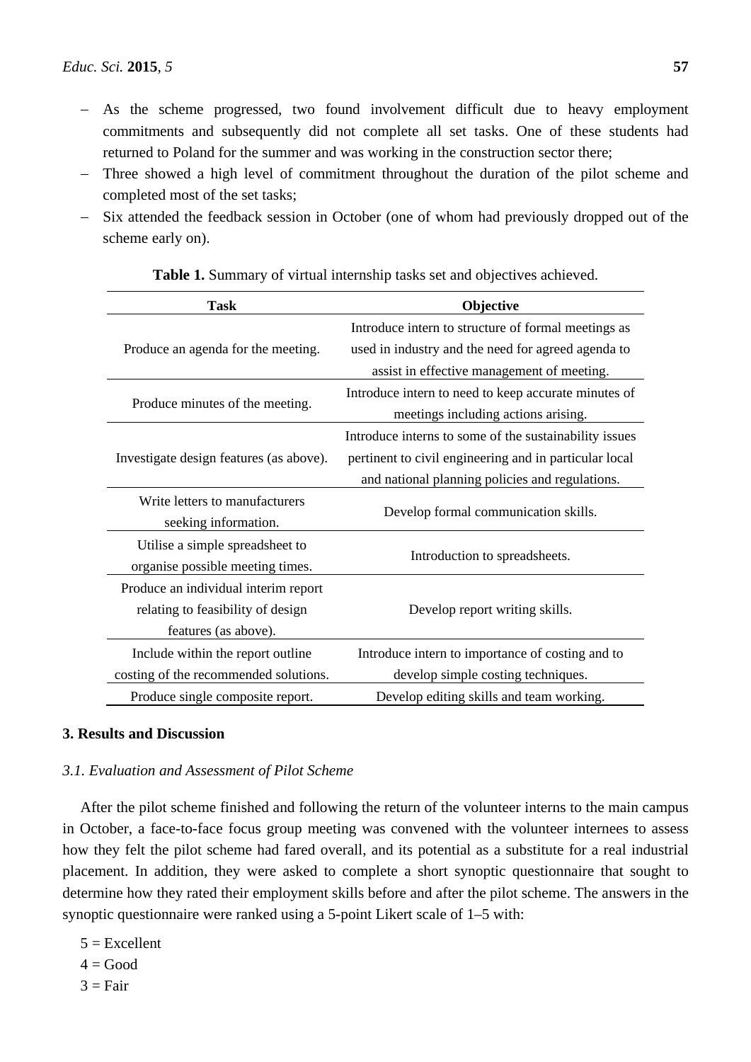- As the scheme progressed, two found involvement difficult due to heavy employment commitments and subsequently did not complete all set tasks. One of these students had returned to Poland for the summer and was working in the construction sector there;
- Three showed a high level of commitment throughout the duration of the pilot scheme and completed most of the set tasks;
- Six attended the feedback session in October (one of whom had previously dropped out of the scheme early on).

**Table 1.** Summary of virtual internship tasks set and objectives achieved.

| Task | Objective |
|---|---|
| Produce an agenda for the meeting. | Introduce intern to structure of formal meetings as used in industry and the need for agreed agenda to assist in effective management of meeting. |
| Produce minutes of the meeting. | Introduce intern to need to keep accurate minutes of meetings including actions arising. |
| Investigate design features (as above). | Introduce interns to some of the sustainability issues pertinent to civil engineering and in particular local and national planning policies and regulations. |
| Write letters to manufacturers seeking information. | Develop formal communication skills. |
| Utilise a simple spreadsheet to organise possible meeting times. | Introduction to spreadsheets. |
| Produce an individual interim report relating to feasibility of design features (as above). | Develop report writing skills. |
| Include within the report outline costing of the recommended solutions. | Introduce intern to importance of costing and to develop simple costing techniques. |
| Produce single composite report. | Develop editing skills and team working. |

## 3. Results and Discussion

### *3.1. Evaluation and Assessment of Pilot Scheme*

After the pilot scheme finished and following the return of the volunteer interns to the main campus in October, a face-to-face focus group meeting was convened with the volunteer internees to assess how they felt the pilot scheme had fared overall, and its potential as a substitute for a real industrial placement. In addition, they were asked to complete a short synoptic questionnaire that sought to determine how they rated their employment skills before and after the pilot scheme. The answers in the synoptic questionnaire were ranked using a 5-point Likert scale of 1–5 with:

5 = Excellent
4 = Good
3 = Fair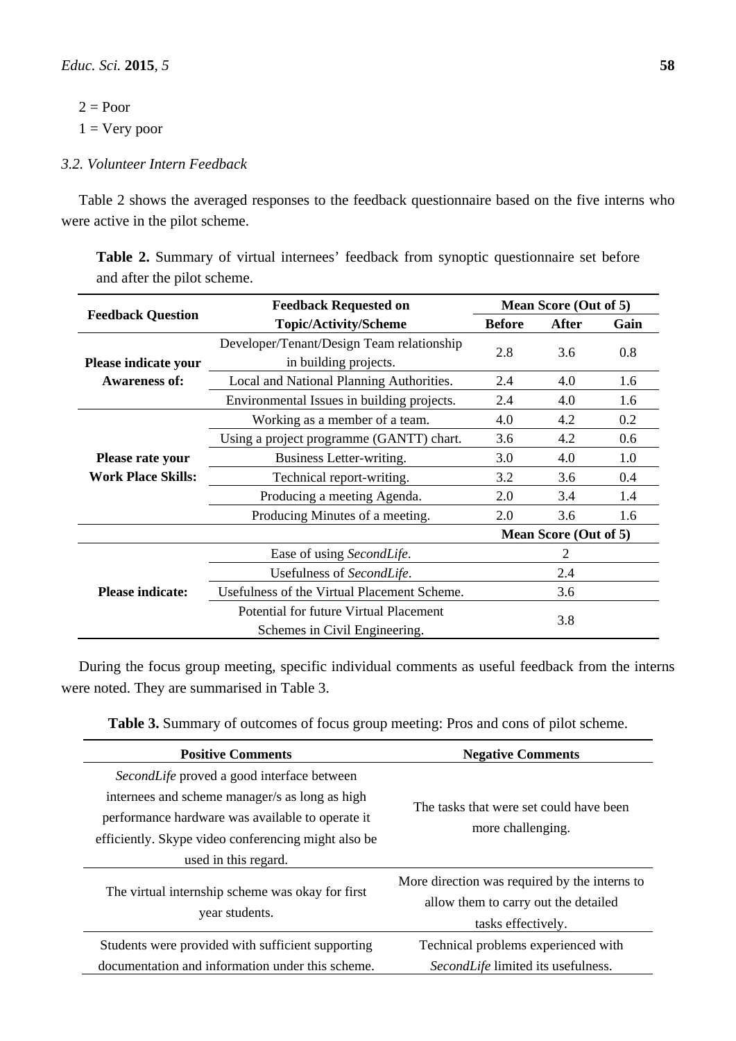2 = Poor

1 = Very poor

### *3.2. Volunteer Intern Feedback*

Table 2 shows the averaged responses to the feedback questionnaire based on the five interns who were active in the pilot scheme.

**Table 2.** Summary of virtual internees' feedback from synoptic questionnaire set before and after the pilot scheme.

| Feedback Question | Feedback Requested on Topic/Activity/Scheme | Mean Score (Out of 5) | | |
|---|---|---|---|---|
| | | Before | After | Gain |
| **Please indicate your Awareness of:** | Developer/Tenant/Design Team relationship in building projects. | 2.8 | 3.6 | 0.8 |
| | Local and National Planning Authorities. | 2.4 | 4.0 | 1.6 |
| | Environmental Issues in building projects. | 2.4 | 4.0 | 1.6 |
| **Please rate your Work Place Skills:** | Working as a member of a team. | 4.0 | 4.2 | 0.2 |
| | Using a project programme (GANTT) chart. | 3.6 | 4.2 | 0.6 |
| | Business Letter-writing. | 3.0 | 4.0 | 1.0 |
| | Technical report-writing. | 3.2 | 3.6 | 0.4 |
| | Producing a meeting Agenda. | 2.0 | 3.4 | 1.4 |
| | Producing Minutes of a meeting. | 2.0 | 3.6 | 1.6 |
| | | **Mean Score (Out of 5)** | | |
| **Please indicate:** | Ease of using *SecondLife*. | 2 | | |
| | Usefulness of *SecondLife*. | 2.4 | | |
| | Usefulness of the Virtual Placement Scheme. | 3.6 | | |
| | Potential for future Virtual Placement Schemes in Civil Engineering. | 3.8 | | |

During the focus group meeting, specific individual comments as useful feedback from the interns were noted. They are summarised in Table 3.

**Table 3.** Summary of outcomes of focus group meeting: Pros and cons of pilot scheme.

| Positive Comments | Negative Comments |
|---|---|
| *SecondLife* proved a good interface between internees and scheme manager/s as long as high performance hardware was available to operate it efficiently. Skype video conferencing might also be used in this regard. | The tasks that were set could have been more challenging. |
| The virtual internship scheme was okay for first year students. | More direction was required by the interns to allow them to carry out the detailed tasks effectively. |
| Students were provided with sufficient supporting documentation and information under this scheme. | Technical problems experienced with *SecondLife* limited its usefulness. |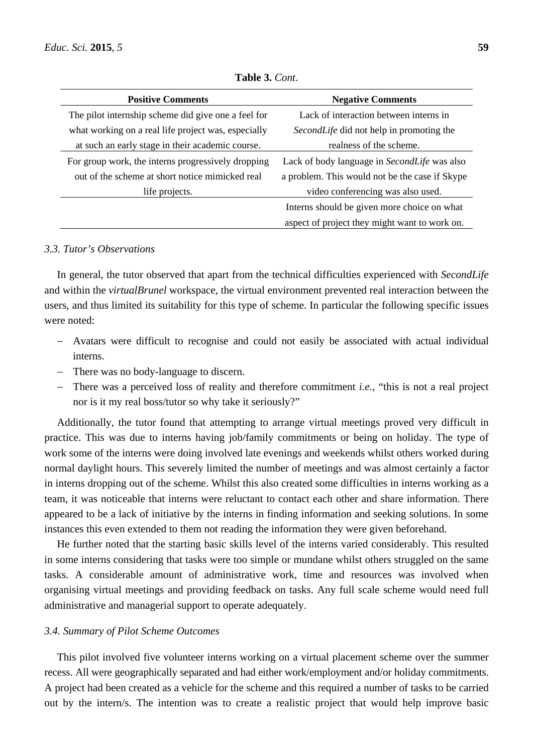**Table 3.** *Cont*.

| Positive Comments | Negative Comments |
| --- | --- |
| The pilot internship scheme did give one a feel for what working on a real life project was, especially at such an early stage in their academic course. | Lack of interaction between interns in *SecondLife* did not help in promoting the realness of the scheme. |
| For group work, the interns progressively dropping out of the scheme at short notice mimicked real life projects. | Lack of body language in *SecondLife* was also a problem. This would not be the case if Skype video conferencing was also used. |
| | Interns should be given more choice on what aspect of project they might want to work on. |

### *3.3. Tutor's Observations*

In general, the tutor observed that apart from the technical difficulties experienced with *SecondLife* and within the *virtualBrunel* workspace, the virtual environment prevented real interaction between the users, and thus limited its suitability for this type of scheme. In particular the following specific issues were noted:

- Avatars were difficult to recognise and could not easily be associated with actual individual interns.
- There was no body-language to discern.
- There was a perceived loss of reality and therefore commitment *i.e.*, "this is not a real project nor is it my real boss/tutor so why take it seriously?"

Additionally, the tutor found that attempting to arrange virtual meetings proved very difficult in practice. This was due to interns having job/family commitments or being on holiday. The type of work some of the interns were doing involved late evenings and weekends whilst others worked during normal daylight hours. This severely limited the number of meetings and was almost certainly a factor in interns dropping out of the scheme. Whilst this also created some difficulties in interns working as a team, it was noticeable that interns were reluctant to contact each other and share information. There appeared to be a lack of initiative by the interns in finding information and seeking solutions. In some instances this even extended to them not reading the information they were given beforehand.

He further noted that the starting basic skills level of the interns varied considerably. This resulted in some interns considering that tasks were too simple or mundane whilst others struggled on the same tasks. A considerable amount of administrative work, time and resources was involved when organising virtual meetings and providing feedback on tasks. Any full scale scheme would need full administrative and managerial support to operate adequately.

### *3.4. Summary of Pilot Scheme Outcomes*

This pilot involved five volunteer interns working on a virtual placement scheme over the summer recess. All were geographically separated and had either work/employment and/or holiday commitments. A project had been created as a vehicle for the scheme and this required a number of tasks to be carried out by the intern/s. The intention was to create a realistic project that would help improve basic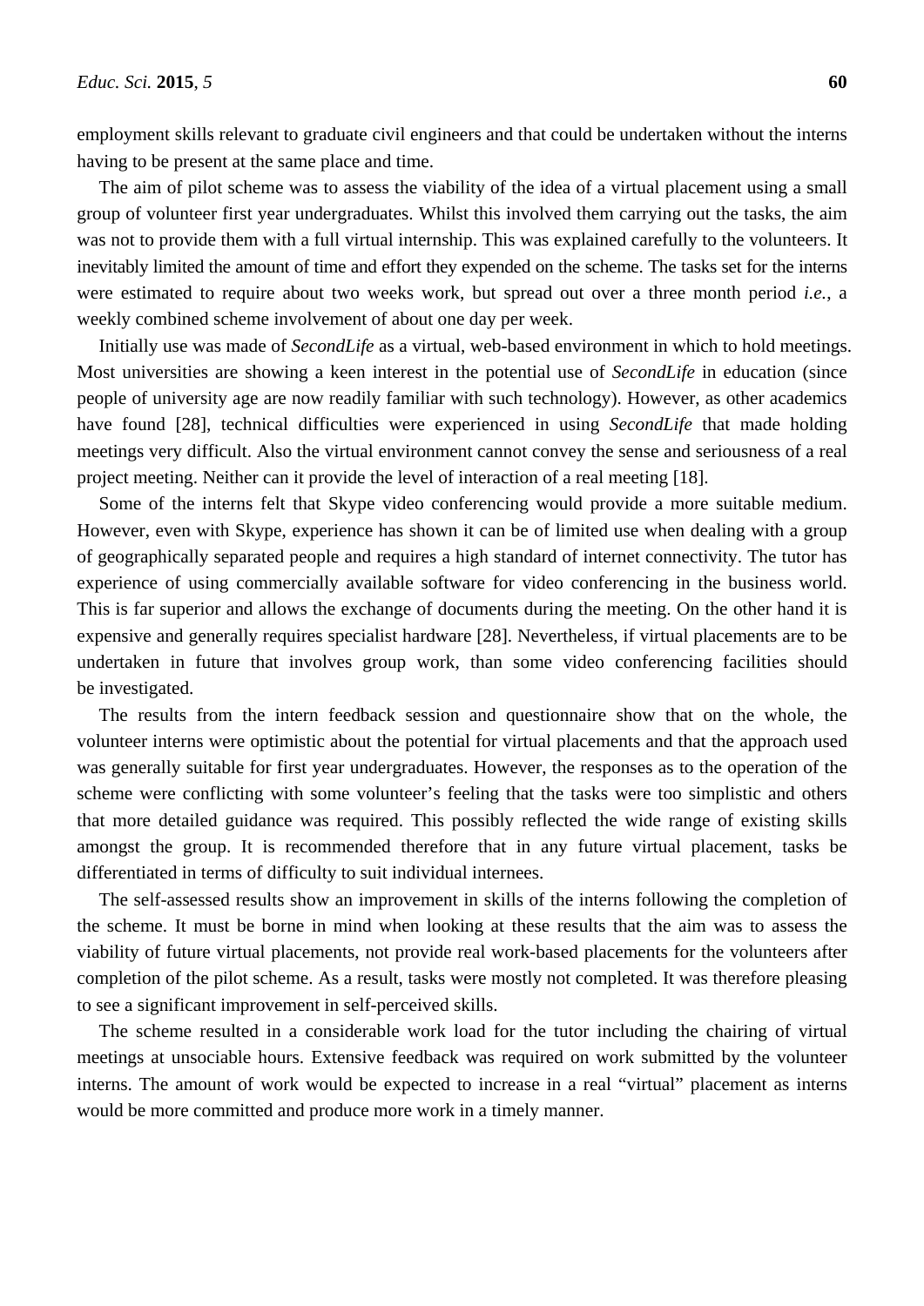employment skills relevant to graduate civil engineers and that could be undertaken without the interns having to be present at the same place and time.

The aim of pilot scheme was to assess the viability of the idea of a virtual placement using a small group of volunteer first year undergraduates. Whilst this involved them carrying out the tasks, the aim was not to provide them with a full virtual internship. This was explained carefully to the volunteers. It inevitably limited the amount of time and effort they expended on the scheme. The tasks set for the interns were estimated to require about two weeks work, but spread out over a three month period *i.e.*, a weekly combined scheme involvement of about one day per week.

Initially use was made of *SecondLife* as a virtual, web-based environment in which to hold meetings. Most universities are showing a keen interest in the potential use of *SecondLife* in education (since people of university age are now readily familiar with such technology). However, as other academics have found [28], technical difficulties were experienced in using *SecondLife* that made holding meetings very difficult. Also the virtual environment cannot convey the sense and seriousness of a real project meeting. Neither can it provide the level of interaction of a real meeting [18].

Some of the interns felt that Skype video conferencing would provide a more suitable medium. However, even with Skype, experience has shown it can be of limited use when dealing with a group of geographically separated people and requires a high standard of internet connectivity. The tutor has experience of using commercially available software for video conferencing in the business world. This is far superior and allows the exchange of documents during the meeting. On the other hand it is expensive and generally requires specialist hardware [28]. Nevertheless, if virtual placements are to be undertaken in future that involves group work, than some video conferencing facilities should be investigated.

The results from the intern feedback session and questionnaire show that on the whole, the volunteer interns were optimistic about the potential for virtual placements and that the approach used was generally suitable for first year undergraduates. However, the responses as to the operation of the scheme were conflicting with some volunteer's feeling that the tasks were too simplistic and others that more detailed guidance was required. This possibly reflected the wide range of existing skills amongst the group. It is recommended therefore that in any future virtual placement, tasks be differentiated in terms of difficulty to suit individual internees.

The self-assessed results show an improvement in skills of the interns following the completion of the scheme. It must be borne in mind when looking at these results that the aim was to assess the viability of future virtual placements, not provide real work-based placements for the volunteers after completion of the pilot scheme. As a result, tasks were mostly not completed. It was therefore pleasing to see a significant improvement in self-perceived skills.

The scheme resulted in a considerable work load for the tutor including the chairing of virtual meetings at unsociable hours. Extensive feedback was required on work submitted by the volunteer interns. The amount of work would be expected to increase in a real "virtual" placement as interns would be more committed and produce more work in a timely manner.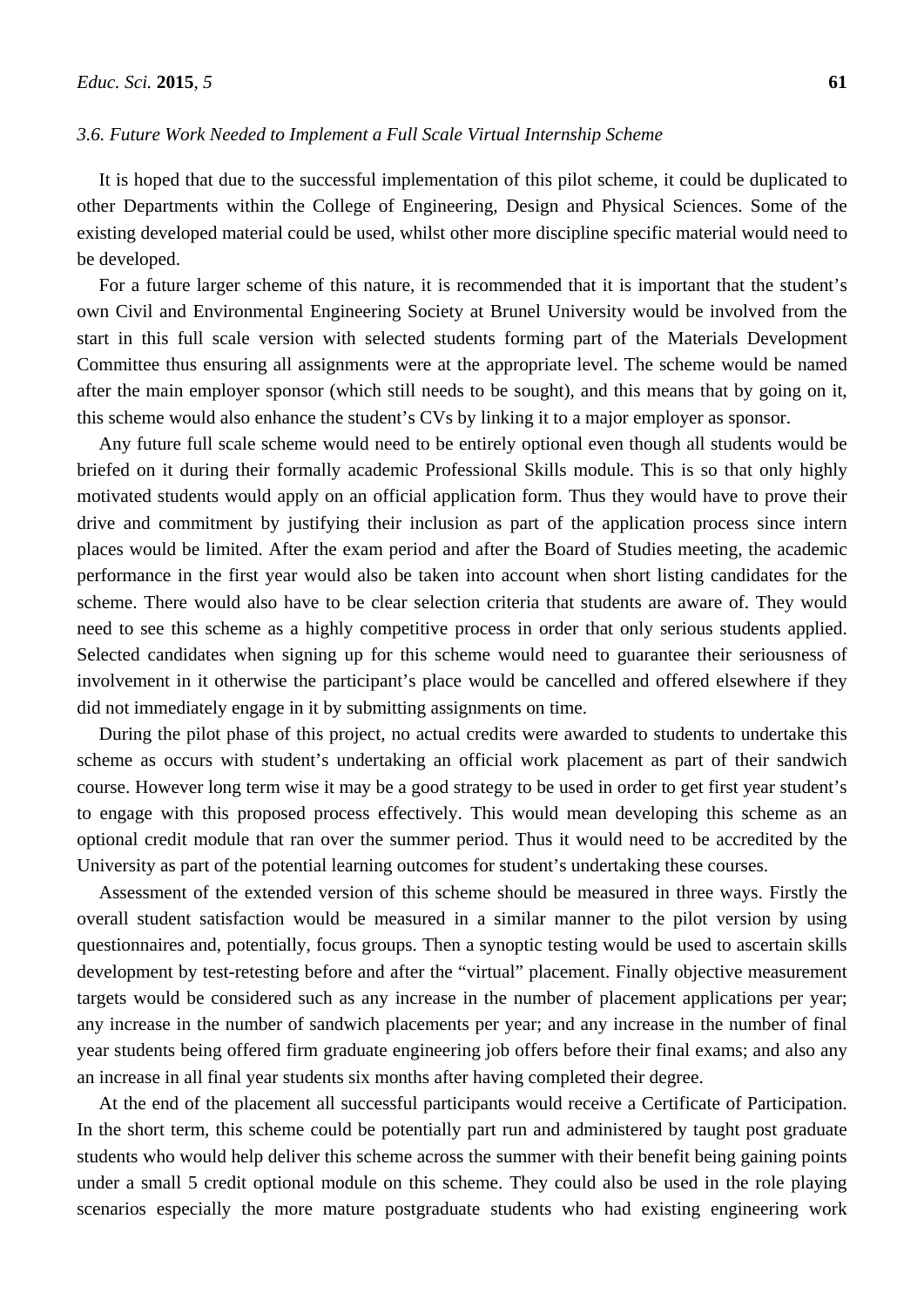### 3.6. Future Work Needed to Implement a Full Scale Virtual Internship Scheme

It is hoped that due to the successful implementation of this pilot scheme, it could be duplicated to other Departments within the College of Engineering, Design and Physical Sciences. Some of the existing developed material could be used, whilst other more discipline specific material would need to be developed.

For a future larger scheme of this nature, it is recommended that it is important that the student's own Civil and Environmental Engineering Society at Brunel University would be involved from the start in this full scale version with selected students forming part of the Materials Development Committee thus ensuring all assignments were at the appropriate level. The scheme would be named after the main employer sponsor (which still needs to be sought), and this means that by going on it, this scheme would also enhance the student's CVs by linking it to a major employer as sponsor.

Any future full scale scheme would need to be entirely optional even though all students would be briefed on it during their formally academic Professional Skills module. This is so that only highly motivated students would apply on an official application form. Thus they would have to prove their drive and commitment by justifying their inclusion as part of the application process since intern places would be limited. After the exam period and after the Board of Studies meeting, the academic performance in the first year would also be taken into account when short listing candidates for the scheme. There would also have to be clear selection criteria that students are aware of. They would need to see this scheme as a highly competitive process in order that only serious students applied. Selected candidates when signing up for this scheme would need to guarantee their seriousness of involvement in it otherwise the participant's place would be cancelled and offered elsewhere if they did not immediately engage in it by submitting assignments on time.

During the pilot phase of this project, no actual credits were awarded to students to undertake this scheme as occurs with student's undertaking an official work placement as part of their sandwich course. However long term wise it may be a good strategy to be used in order to get first year student's to engage with this proposed process effectively. This would mean developing this scheme as an optional credit module that ran over the summer period. Thus it would need to be accredited by the University as part of the potential learning outcomes for student's undertaking these courses.

Assessment of the extended version of this scheme should be measured in three ways. Firstly the overall student satisfaction would be measured in a similar manner to the pilot version by using questionnaires and, potentially, focus groups. Then a synoptic testing would be used to ascertain skills development by test-retesting before and after the "virtual" placement. Finally objective measurement targets would be considered such as any increase in the number of placement applications per year; any increase in the number of sandwich placements per year; and any increase in the number of final year students being offered firm graduate engineering job offers before their final exams; and also any an increase in all final year students six months after having completed their degree.

At the end of the placement all successful participants would receive a Certificate of Participation. In the short term, this scheme could be potentially part run and administered by taught post graduate students who would help deliver this scheme across the summer with their benefit being gaining points under a small 5 credit optional module on this scheme. They could also be used in the role playing scenarios especially the more mature postgraduate students who had existing engineering work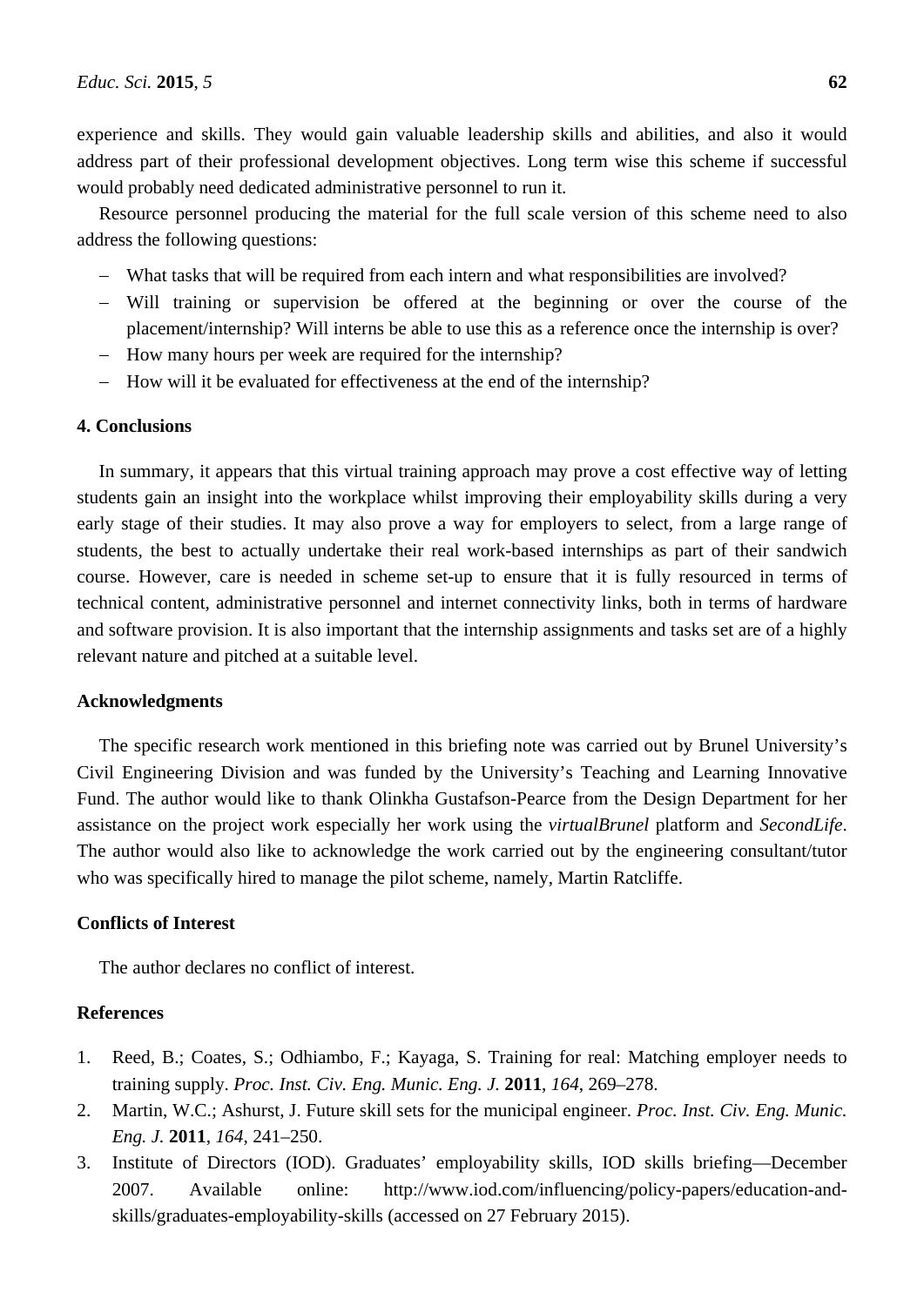experience and skills. They would gain valuable leadership skills and abilities, and also it would address part of their professional development objectives. Long term wise this scheme if successful would probably need dedicated administrative personnel to run it.

Resource personnel producing the material for the full scale version of this scheme need to also address the following questions:

- What tasks that will be required from each intern and what responsibilities are involved?
- Will training or supervision be offered at the beginning or over the course of the placement/internship? Will interns be able to use this as a reference once the internship is over?
- How many hours per week are required for the internship?
- How will it be evaluated for effectiveness at the end of the internship?

## 4. Conclusions

In summary, it appears that this virtual training approach may prove a cost effective way of letting students gain an insight into the workplace whilst improving their employability skills during a very early stage of their studies. It may also prove a way for employers to select, from a large range of students, the best to actually undertake their real work-based internships as part of their sandwich course. However, care is needed in scheme set-up to ensure that it is fully resourced in terms of technical content, administrative personnel and internet connectivity links, both in terms of hardware and software provision. It is also important that the internship assignments and tasks set are of a highly relevant nature and pitched at a suitable level.

## Acknowledgments

The specific research work mentioned in this briefing note was carried out by Brunel University's Civil Engineering Division and was funded by the University's Teaching and Learning Innovative Fund. The author would like to thank Olinkha Gustafson-Pearce from the Design Department for her assistance on the project work especially her work using the *virtualBrunel* platform and *SecondLife*. The author would also like to acknowledge the work carried out by the engineering consultant/tutor who was specifically hired to manage the pilot scheme, namely, Martin Ratcliffe.

## Conflicts of Interest

The author declares no conflict of interest.

## References

1. Reed, B.; Coates, S.; Odhiambo, F.; Kayaga, S. Training for real: Matching employer needs to training supply. *Proc. Inst. Civ. Eng. Munic. Eng. J.* **2011**, *164*, 269–278.
2. Martin, W.C.; Ashurst, J. Future skill sets for the municipal engineer. *Proc. Inst. Civ. Eng. Munic. Eng. J.* **2011**, *164*, 241–250.
3. Institute of Directors (IOD). Graduates' employability skills, IOD skills briefing—December 2007. Available online: http://www.iod.com/influencing/policy-papers/education-and-skills/graduates-employability-skills (accessed on 27 February 2015).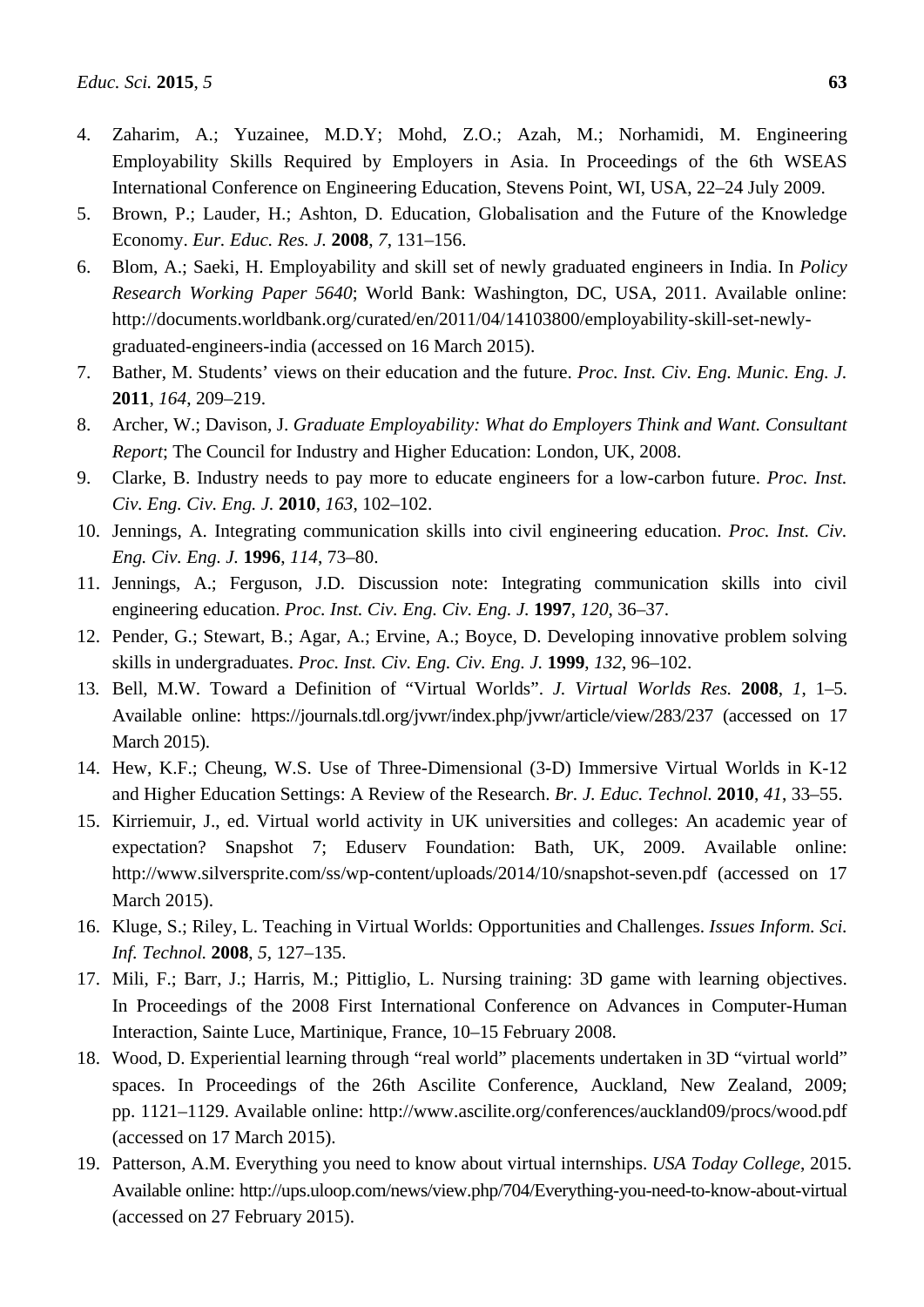4. Zaharim, A.; Yuzainee, M.D.Y; Mohd, Z.O.; Azah, M.; Norhamidi, M. Engineering Employability Skills Required by Employers in Asia. In Proceedings of the 6th WSEAS International Conference on Engineering Education, Stevens Point, WI, USA, 22–24 July 2009.
5. Brown, P.; Lauder, H.; Ashton, D. Education, Globalisation and the Future of the Knowledge Economy. *Eur. Educ. Res. J.* **2008**, *7*, 131–156.
6. Blom, A.; Saeki, H. Employability and skill set of newly graduated engineers in India. In *Policy Research Working Paper 5640*; World Bank: Washington, DC, USA, 2011. Available online: http://documents.worldbank.org/curated/en/2011/04/14103800/employability-skill-set-newly-graduated-engineers-india (accessed on 16 March 2015).
7. Bather, M. Students' views on their education and the future. *Proc. Inst. Civ. Eng. Munic. Eng. J.* **2011**, *164*, 209–219.
8. Archer, W.; Davison, J. *Graduate Employability: What do Employers Think and Want. Consultant Report*; The Council for Industry and Higher Education: London, UK, 2008.
9. Clarke, B. Industry needs to pay more to educate engineers for a low-carbon future. *Proc. Inst. Civ. Eng. Civ. Eng. J.* **2010**, *163*, 102–102.
10. Jennings, A. Integrating communication skills into civil engineering education. *Proc. Inst. Civ. Eng. Civ. Eng. J.* **1996**, *114*, 73–80.
11. Jennings, A.; Ferguson, J.D. Discussion note: Integrating communication skills into civil engineering education. *Proc. Inst. Civ. Eng. Civ. Eng. J.* **1997**, *120*, 36–37.
12. Pender, G.; Stewart, B.; Agar, A.; Ervine, A.; Boyce, D. Developing innovative problem solving skills in undergraduates. *Proc. Inst. Civ. Eng. Civ. Eng. J.* **1999**, *132*, 96–102.
13. Bell, M.W. Toward a Definition of "Virtual Worlds". *J. Virtual Worlds Res.* **2008**, *1*, 1–5. Available online: https://journals.tdl.org/jvwr/index.php/jvwr/article/view/283/237 (accessed on 17 March 2015).
14. Hew, K.F.; Cheung, W.S. Use of Three-Dimensional (3-D) Immersive Virtual Worlds in K-12 and Higher Education Settings: A Review of the Research. *Br. J. Educ. Technol.* **2010**, *41*, 33–55.
15. Kirriemuir, J., ed. Virtual world activity in UK universities and colleges: An academic year of expectation? Snapshot 7; Eduserv Foundation: Bath, UK, 2009. Available online: http://www.silversprite.com/ss/wp-content/uploads/2014/10/snapshot-seven.pdf (accessed on 17 March 2015).
16. Kluge, S.; Riley, L. Teaching in Virtual Worlds: Opportunities and Challenges. *Issues Inform. Sci. Inf. Technol.* **2008**, *5*, 127–135.
17. Mili, F.; Barr, J.; Harris, M.; Pittiglio, L. Nursing training: 3D game with learning objectives. In Proceedings of the 2008 First International Conference on Advances in Computer-Human Interaction, Sainte Luce, Martinique, France, 10–15 February 2008.
18. Wood, D. Experiential learning through "real world" placements undertaken in 3D "virtual world" spaces. In Proceedings of the 26th Ascilite Conference, Auckland, New Zealand, 2009; pp. 1121–1129. Available online: http://www.ascilite.org/conferences/auckland09/procs/wood.pdf (accessed on 17 March 2015).
19. Patterson, A.M. Everything you need to know about virtual internships. *USA Today College*, 2015. Available online: http://ups.uloop.com/news/view.php/704/Everything-you-need-to-know-about-virtual (accessed on 27 February 2015).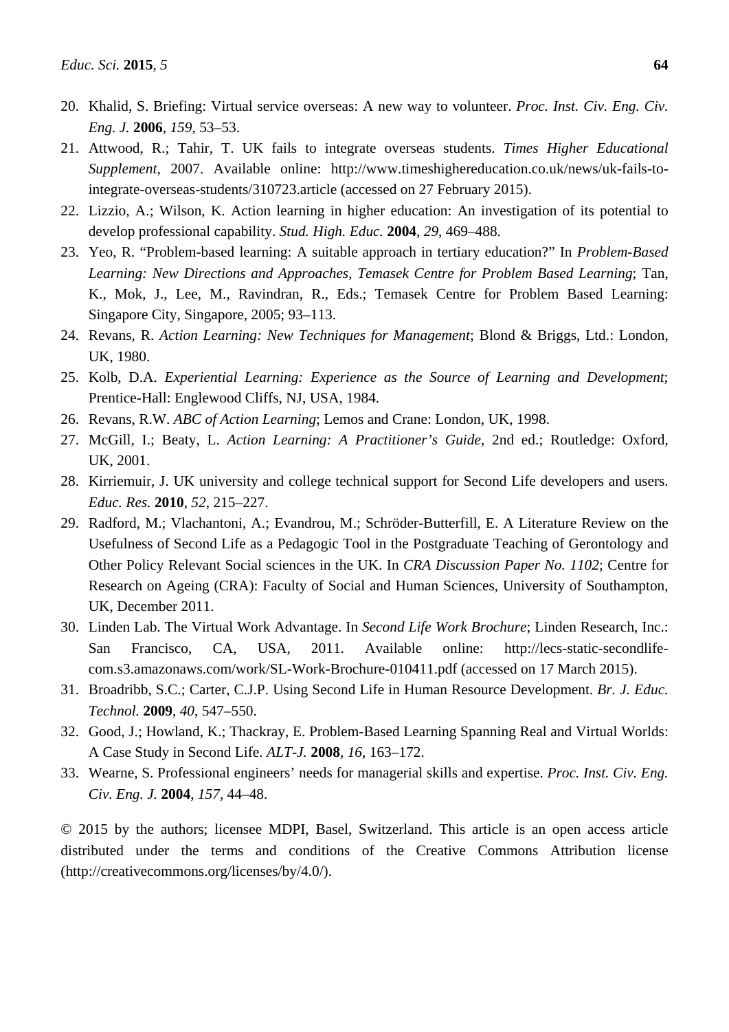20. Khalid, S. Briefing: Virtual service overseas: A new way to volunteer. *Proc. Inst. Civ. Eng. Civ. Eng. J.* **2006**, *159*, 53–53.
21. Attwood, R.; Tahir, T. UK fails to integrate overseas students. *Times Higher Educational Supplement*, 2007. Available online: http://www.timeshighereducation.co.uk/news/uk-fails-to-integrate-overseas-students/310723.article (accessed on 27 February 2015).
22. Lizzio, A.; Wilson, K. Action learning in higher education: An investigation of its potential to develop professional capability. *Stud. High. Educ.* **2004**, *29*, 469–488.
23. Yeo, R. "Problem-based learning: A suitable approach in tertiary education?" In *Problem-Based Learning: New Directions and Approaches, Temasek Centre for Problem Based Learning*; Tan, K., Mok, J., Lee, M., Ravindran, R., Eds.; Temasek Centre for Problem Based Learning: Singapore City, Singapore, 2005; 93–113.
24. Revans, R. *Action Learning: New Techniques for Management*; Blond & Briggs, Ltd.: London, UK, 1980.
25. Kolb, D.A. *Experiential Learning: Experience as the Source of Learning and Development*; Prentice-Hall: Englewood Cliffs, NJ, USA, 1984.
26. Revans, R.W. *ABC of Action Learning*; Lemos and Crane: London, UK, 1998.
27. McGill, I.; Beaty, L. *Action Learning: A Practitioner's Guide*, 2nd ed.; Routledge: Oxford, UK, 2001.
28. Kirriemuir, J. UK university and college technical support for Second Life developers and users. *Educ. Res.* **2010**, *52*, 215–227.
29. Radford, M.; Vlachantoni, A.; Evandrou, M.; Schröder-Butterfill, E. A Literature Review on the Usefulness of Second Life as a Pedagogic Tool in the Postgraduate Teaching of Gerontology and Other Policy Relevant Social sciences in the UK. In *CRA Discussion Paper No. 1102*; Centre for Research on Ageing (CRA): Faculty of Social and Human Sciences, University of Southampton, UK, December 2011.
30. Linden Lab. The Virtual Work Advantage. In *Second Life Work Brochure*; Linden Research, Inc.: San Francisco, CA, USA, 2011. Available online: http://lecs-static-secondlife-com.s3.amazonaws.com/work/SL-Work-Brochure-010411.pdf (accessed on 17 March 2015).
31. Broadribb, S.C.; Carter, C.J.P. Using Second Life in Human Resource Development. *Br. J. Educ. Technol.* **2009**, *40*, 547–550.
32. Good, J.; Howland, K.; Thackray, E. Problem-Based Learning Spanning Real and Virtual Worlds: A Case Study in Second Life. *ALT-J.* **2008**, *16*, 163–172.
33. Wearne, S. Professional engineers' needs for managerial skills and expertise. *Proc. Inst. Civ. Eng. Civ. Eng. J.* **2004**, *157*, 44–48.

© 2015 by the authors; licensee MDPI, Basel, Switzerland. This article is an open access article distributed under the terms and conditions of the Creative Commons Attribution license (http://creativecommons.org/licenses/by/4.0/).